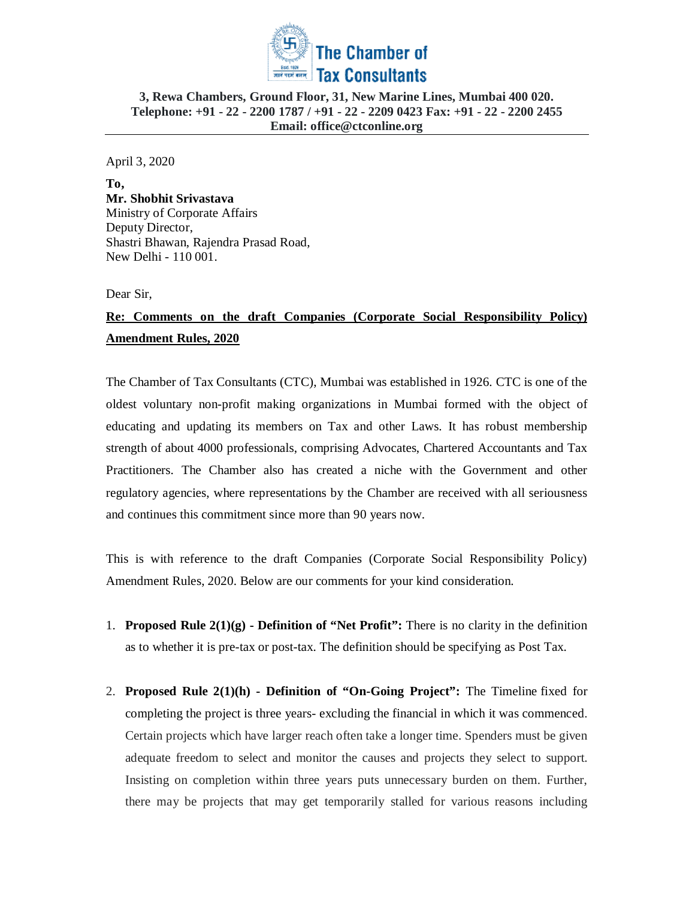# The Chamber of Tax Consultants

**3, Rewa Chambers, Ground Floor, 31, New Marine Lines, Mumbai 400 020.**
**Telephone: +91 - 22 - 2200 1787 / +91 - 22 - 2209 0423 Fax: +91 - 22 - 2200 2455**
**Email: office@ctconline.org**

---

April 3, 2020

**To,**
**Mr. Shobhit Srivastava**
Ministry of Corporate Affairs
Deputy Director,
Shastri Bhawan, Rajendra Prasad Road,
New Delhi - 110 001.

Dear Sir,

**<u>Re: Comments on the draft Companies (Corporate Social Responsibility Policy) Amendment Rules, 2020</u>**

The Chamber of Tax Consultants (CTC), Mumbai was established in 1926. CTC is one of the oldest voluntary non-profit making organizations in Mumbai formed with the object of educating and updating its members on Tax and other Laws. It has robust membership strength of about 4000 professionals, comprising Advocates, Chartered Accountants and Tax Practitioners. The Chamber also has created a niche with the Government and other regulatory agencies, where representations by the Chamber are received with all seriousness and continues this commitment since more than 90 years now.

This is with reference to the draft Companies (Corporate Social Responsibility Policy) Amendment Rules, 2020. Below are our comments for your kind consideration.

1. **Proposed Rule 2(1)(g) - Definition of "Net Profit":** There is no clarity in the definition as to whether it is pre-tax or post-tax. The definition should be specifying as Post Tax.

2. **Proposed Rule 2(1)(h) - Definition of "On-Going Project":** The Timeline fixed for completing the project is three years- excluding the financial in which it was commenced. Certain projects which have larger reach often take a longer time. Spenders must be given adequate freedom to select and monitor the causes and projects they select to support. Insisting on completion within three years puts unnecessary burden on them. Further, there may be projects that may get temporarily stalled for various reasons including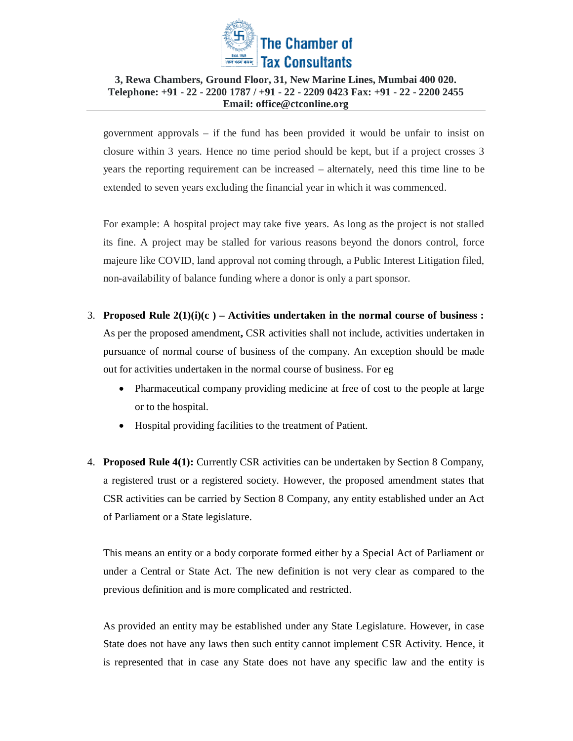government approvals – if the fund has been provided it would be unfair to insist on closure within 3 years. Hence no time period should be kept, but if a project crosses 3 years the reporting requirement can be increased – alternately, need this time line to be extended to seven years excluding the financial year in which it was commenced.

For example: A hospital project may take five years. As long as the project is not stalled its fine. A project may be stalled for various reasons beyond the donors control, force majeure like COVID, land approval not coming through, a Public Interest Litigation filed, non-availability of balance funding where a donor is only a part sponsor.

3. **Proposed Rule 2(1)(i)(c ) – Activities undertaken in the normal course of business :** As per the proposed amendment**,** CSR activities shall not include, activities undertaken in pursuance of normal course of business of the company. An exception should be made out for activities undertaken in the normal course of business. For eg
   - Pharmaceutical company providing medicine at free of cost to the people at large or to the hospital.
   - Hospital providing facilities to the treatment of Patient.

4. **Proposed Rule 4(1):** Currently CSR activities can be undertaken by Section 8 Company, a registered trust or a registered society. However, the proposed amendment states that CSR activities can be carried by Section 8 Company, any entity established under an Act of Parliament or a State legislature.

   This means an entity or a body corporate formed either by a Special Act of Parliament or under a Central or State Act. The new definition is not very clear as compared to the previous definition and is more complicated and restricted.

   As provided an entity may be established under any State Legislature. However, in case State does not have any laws then such entity cannot implement CSR Activity. Hence, it is represented that in case any State does not have any specific law and the entity is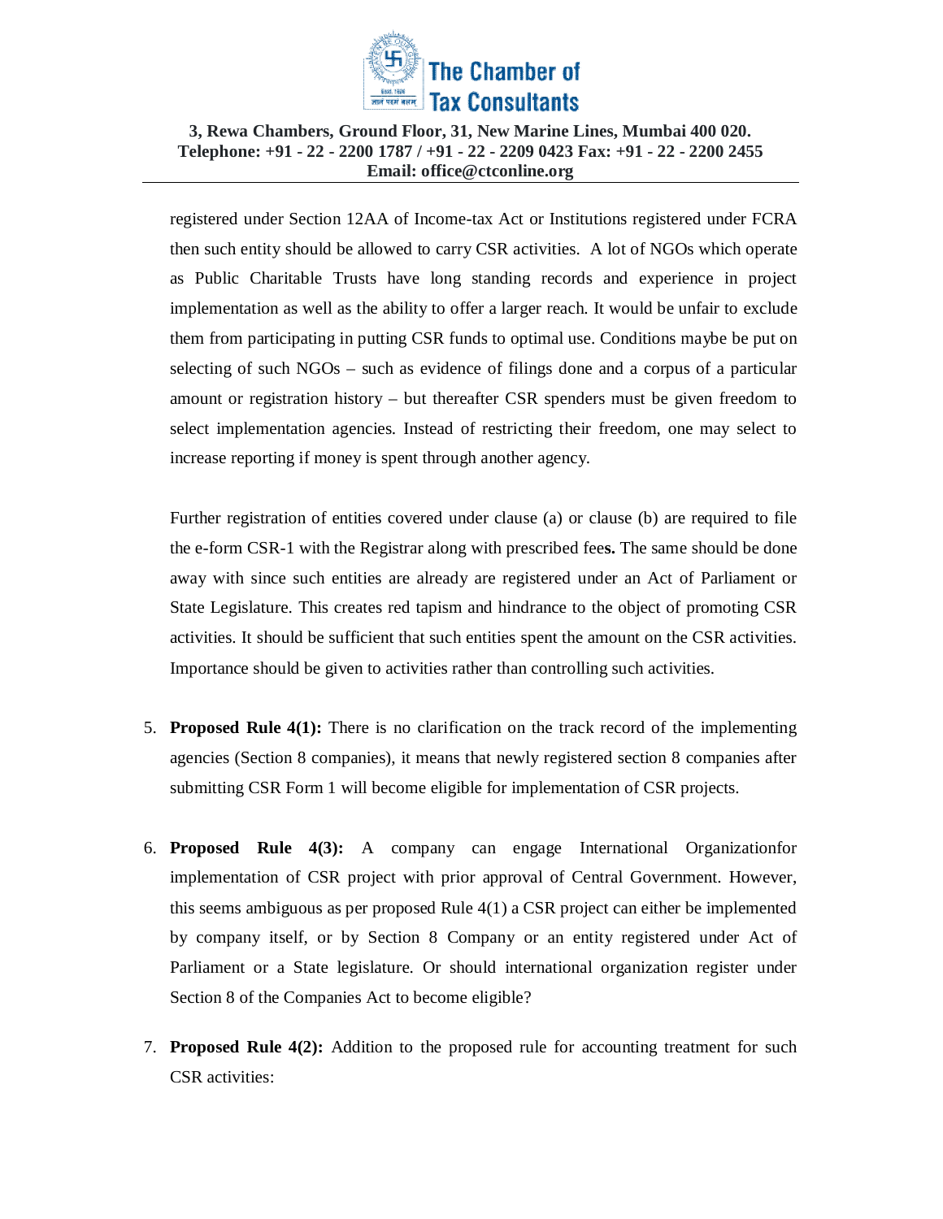registered under Section 12AA of Income-tax Act or Institutions registered under FCRA then such entity should be allowed to carry CSR activities. A lot of NGOs which operate as Public Charitable Trusts have long standing records and experience in project implementation as well as the ability to offer a larger reach. It would be unfair to exclude them from participating in putting CSR funds to optimal use. Conditions maybe be put on selecting of such NGOs – such as evidence of filings done and a corpus of a particular amount or registration history – but thereafter CSR spenders must be given freedom to select implementation agencies. Instead of restricting their freedom, one may select to increase reporting if money is spent through another agency.

Further registration of entities covered under clause (a) or clause (b) are required to file the e-form CSR-1 with the Registrar along with prescribed fees. The same should be done away with since such entities are already are registered under an Act of Parliament or State Legislature. This creates red tapism and hindrance to the object of promoting CSR activities. It should be sufficient that such entities spent the amount on the CSR activities. Importance should be given to activities rather than controlling such activities.

5. **Proposed Rule 4(1):** There is no clarification on the track record of the implementing agencies (Section 8 companies), it means that newly registered section 8 companies after submitting CSR Form 1 will become eligible for implementation of CSR projects.

6. **Proposed Rule 4(3):** A company can engage International Organizationfor implementation of CSR project with prior approval of Central Government. However, this seems ambiguous as per proposed Rule 4(1) a CSR project can either be implemented by company itself, or by Section 8 Company or an entity registered under Act of Parliament or a State legislature. Or should international organization register under Section 8 of the Companies Act to become eligible?

7. **Proposed Rule 4(2):** Addition to the proposed rule for accounting treatment for such CSR activities: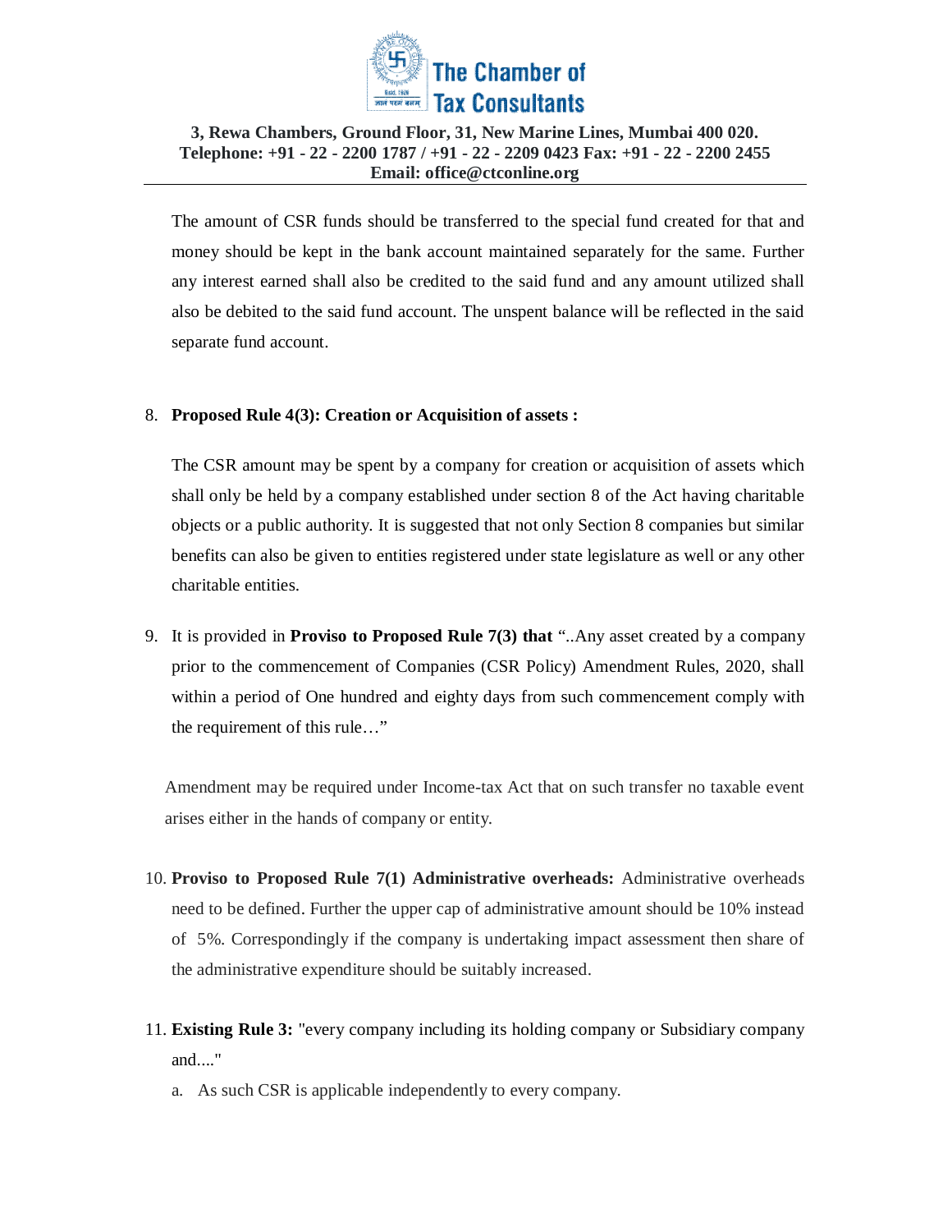The amount of CSR funds should be transferred to the special fund created for that and money should be kept in the bank account maintained separately for the same. Further any interest earned shall also be credited to the said fund and any amount utilized shall also be debited to the said fund account. The unspent balance will be reflected in the said separate fund account.

8. **Proposed Rule 4(3): Creation or Acquisition of assets :**

   The CSR amount may be spent by a company for creation or acquisition of assets which shall only be held by a company established under section 8 of the Act having charitable objects or a public authority. It is suggested that not only Section 8 companies but similar benefits can also be given to entities registered under state legislature as well or any other charitable entities.

9. It is provided in **Proviso to Proposed Rule 7(3) that** "..Any asset created by a company prior to the commencement of Companies (CSR Policy) Amendment Rules, 2020, shall within a period of One hundred and eighty days from such commencement comply with the requirement of this rule…"

   Amendment may be required under Income-tax Act that on such transfer no taxable event arises either in the hands of company or entity.

10. **Proviso to Proposed Rule 7(1) Administrative overheads:** Administrative overheads need to be defined. Further the upper cap of administrative amount should be 10% instead of 5%. Correspondingly if the company is undertaking impact assessment then share of the administrative expenditure should be suitably increased.

11. **Existing Rule 3:** "every company including its holding company or Subsidiary company and...."
    a. As such CSR is applicable independently to every company.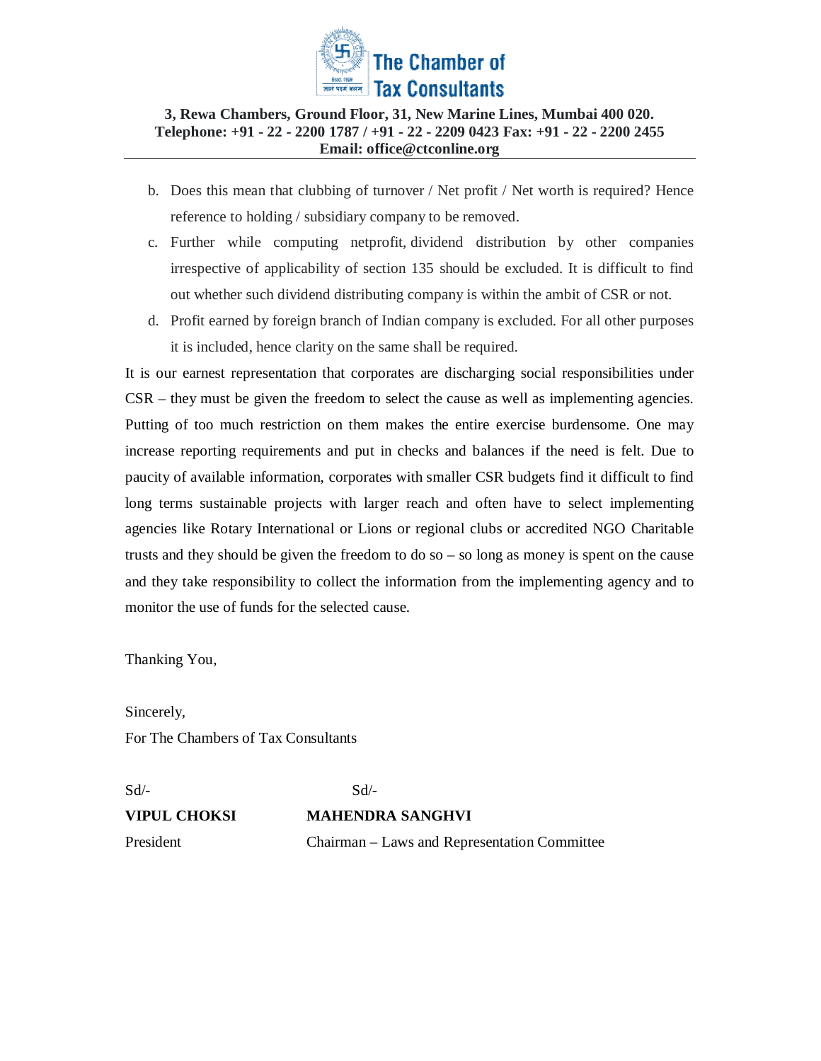b. Does this mean that clubbing of turnover / Net profit / Net worth is required? Hence reference to holding / subsidiary company to be removed.
c. Further while computing netprofit, dividend distribution by other companies irrespective of applicability of section 135 should be excluded. It is difficult to find out whether such dividend distributing company is within the ambit of CSR or not.
d. Profit earned by foreign branch of Indian company is excluded. For all other purposes it is included, hence clarity on the same shall be required.

It is our earnest representation that corporates are discharging social responsibilities under CSR – they must be given the freedom to select the cause as well as implementing agencies. Putting of too much restriction on them makes the entire exercise burdensome. One may increase reporting requirements and put in checks and balances if the need is felt. Due to paucity of available information, corporates with smaller CSR budgets find it difficult to find long terms sustainable projects with larger reach and often have to select implementing agencies like Rotary International or Lions or regional clubs or accredited NGO Charitable trusts and they should be given the freedom to do so – so long as money is spent on the cause and they take responsibility to collect the information from the implementing agency and to monitor the use of funds for the selected cause.

Thanking You,

Sincerely,
For The Chambers of Tax Consultants

| | |
|---|---|
| Sd/- | Sd/- |
| **VIPUL CHOKSI** | **MAHENDRA SANGHVI** |
| President | Chairman – Laws and Representation Committee |